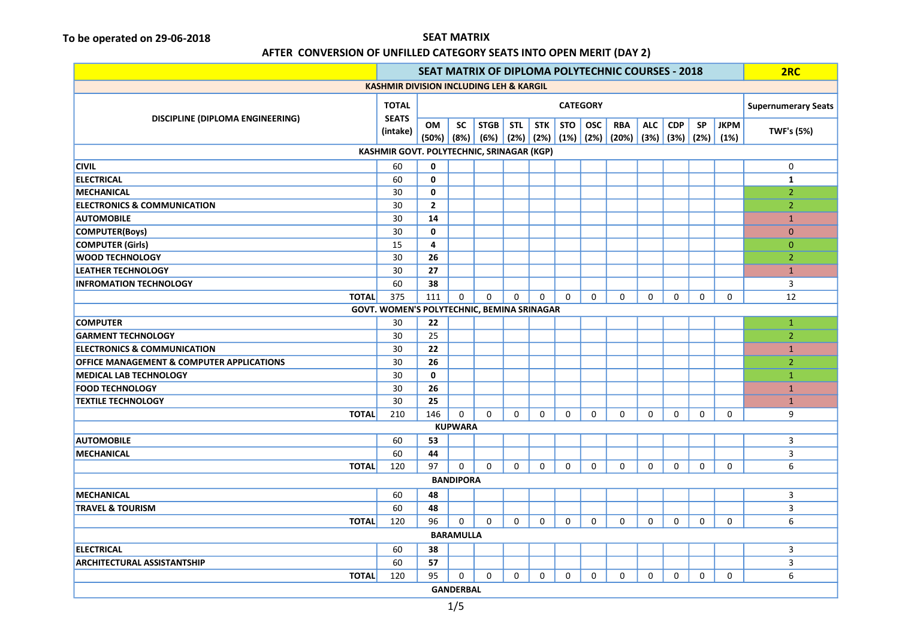To be operated on 29-06-2018

# SEAT MATRIX

## AFTER CONVERSION OF UNFILLED CATEGORY SEATS INTO OPEN MERIT (DAY 2)

| | SEAT MATRIX OF DIPLOMA POLYTECHNIC COURSES - 2018 | | | | | | | | | | | | | 2RC |
|---|---|---|---|---|---|---|---|---|---|---|---|---|---|---|
| **KASHMIR DIVISION INCLUDING LEH & KARGIL** | | | | | | | | | | | | | | |
| **DISCIPLINE (DIPLOMA ENGINEERING)** | **TOTAL SEATS (intake)** | **CATEGORY** | | | | | | | | | | | | **Supernumerary Seats** |
| | | **OM (50%)** | **SC (8%)** | **STGB (6%)** | **STL (2%)** | **STK (2%)** | **STO (1%)** | **OSC (2%)** | **RBA (20%)** | **ALC (3%)** | **CDP (3%)** | **SP (2%)** | **JKPM (1%)** | **TWF's (5%)** |
| **KASHMIR GOVT. POLYTECHNIC, SRINAGAR (KGP)** | | | | | | | | | | | | | | |
| **CIVIL** | 60 | **0** | | | | | | | | | | | | 0 |
| **ELECTRICAL** | 60 | **0** | | | | | | | | | | | | **1** |
| **MECHANICAL** | 30 | **0** | | | | | | | | | | | | 2 |
| **ELECTRONICS & COMMUNICATION** | 30 | **2** | | | | | | | | | | | | 2 |
| **AUTOMOBILE** | 30 | **14** | | | | | | | | | | | | 1 |
| **COMPUTER(Boys)** | 30 | **0** | | | | | | | | | | | | 0 |
| **COMPUTER (Girls)** | 15 | **4** | | | | | | | | | | | | 0 |
| **WOOD TECHNOLOGY** | 30 | **26** | | | | | | | | | | | | 2 |
| **LEATHER TECHNOLOGY** | 30 | **27** | | | | | | | | | | | | 1 |
| **INFROMATION TECHNOLOGY** | 60 | **38** | | | | | | | | | | | | 3 |
| **TOTAL** | 375 | 111 | 0 | 0 | 0 | 0 | 0 | 0 | 0 | 0 | 0 | 0 | 0 | 12 |
| **GOVT. WOMEN'S POLYTECHNIC, BEMINA SRINAGAR** | | | | | | | | | | | | | | |
| **COMPUTER** | 30 | **22** | | | | | | | | | | | | 1 |
| **GARMENT TECHNOLOGY** | 30 | 25 | | | | | | | | | | | | 2 |
| **ELECTRONICS & COMMUNICATION** | 30 | **22** | | | | | | | | | | | | 1 |
| **OFFICE MANAGEMENT & COMPUTER APPLICATIONS** | 30 | **26** | | | | | | | | | | | | 2 |
| **MEDICAL LAB TECHNOLOGY** | 30 | **0** | | | | | | | | | | | | 1 |
| **FOOD TECHNOLOGY** | 30 | **26** | | | | | | | | | | | | 1 |
| **TEXTILE TECHNOLOGY** | 30 | 25 | | | | | | | | | | | | 1 |
| **TOTAL** | 210 | 146 | 0 | 0 | 0 | 0 | 0 | 0 | 0 | 0 | 0 | 0 | 0 | 9 |
| **KUPWARA** | | | | | | | | | | | | | | |
| **AUTOMOBILE** | 60 | **53** | | | | | | | | | | | | 3 |
| **MECHANICAL** | 60 | **44** | | | | | | | | | | | | 3 |
| **TOTAL** | 120 | 97 | 0 | 0 | 0 | 0 | 0 | 0 | 0 | 0 | 0 | 0 | 0 | 6 |
| **BANDIPORA** | | | | | | | | | | | | | | |
| **MECHANICAL** | 60 | **48** | | | | | | | | | | | | 3 |
| **TRAVEL & TOURISM** | 60 | **48** | | | | | | | | | | | | 3 |
| **TOTAL** | 120 | 96 | 0 | 0 | 0 | 0 | 0 | 0 | 0 | 0 | 0 | 0 | 0 | 6 |
| **BARAMULLA** | | | | | | | | | | | | | | |
| **ELECTRICAL** | 60 | **38** | | | | | | | | | | | | 3 |
| **ARCHITECTURAL ASSISTANTSHIP** | 60 | **57** | | | | | | | | | | | | 3 |
| **TOTAL** | 120 | 95 | 0 | 0 | 0 | 0 | 0 | 0 | 0 | 0 | 0 | 0 | 0 | 6 |
| **GANDERBAL** | | | | | | | | | | | | | | |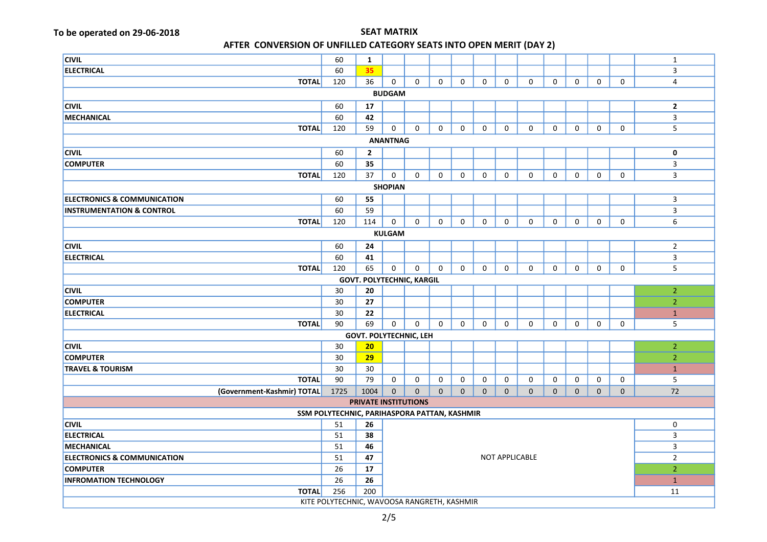To be operated on 29-06-2018

**SEAT MATRIX**

**AFTER CONVERSION OF UNFILLED CATEGORY SEATS INTO OPEN MERIT (DAY 2)**

| | | | | | | | | | | | | | | |
|---|---|---|---|---|---|---|---|---|---|---|---|---|---|---|
| **CIVIL** | 60 | **1** | | | | | | | | | | | | 1 |
| **ELECTRICAL** | 60 | **35** | | | | | | | | | | | | 3 |
| **TOTAL** | 120 | 36 | 0 | 0 | 0 | 0 | 0 | 0 | 0 | 0 | 0 | 0 | 0 | 4 |
| **BUDGAM** | | | | | | | | | | | | | | |
| **CIVIL** | 60 | **17** | | | | | | | | | | | | **2** |
| **MECHANICAL** | 60 | **42** | | | | | | | | | | | | 3 |
| **TOTAL** | 120 | 59 | 0 | 0 | 0 | 0 | 0 | 0 | 0 | 0 | 0 | 0 | 0 | 5 |
| **ANANTNAG** | | | | | | | | | | | | | | |
| **CIVIL** | 60 | **2** | | | | | | | | | | | | **0** |
| **COMPUTER** | 60 | **35** | | | | | | | | | | | | 3 |
| **TOTAL** | 120 | 37 | 0 | 0 | 0 | 0 | 0 | 0 | 0 | 0 | 0 | 0 | 0 | 3 |
| **SHOPIAN** | | | | | | | | | | | | | | |
| **ELECTRONICS & COMMUNICATION** | 60 | **55** | | | | | | | | | | | | 3 |
| **INSTRUMENTATION & CONTROL** | 60 | 59 | | | | | | | | | | | | 3 |
| **TOTAL** | 120 | 114 | 0 | 0 | 0 | 0 | 0 | 0 | 0 | 0 | 0 | 0 | 0 | 6 |
| **KULGAM** | | | | | | | | | | | | | | |
| **CIVIL** | 60 | **24** | | | | | | | | | | | | 2 |
| **ELECTRICAL** | 60 | **41** | | | | | | | | | | | | 3 |
| **TOTAL** | 120 | 65 | 0 | 0 | 0 | 0 | 0 | 0 | 0 | 0 | 0 | 0 | 0 | 5 |
| **GOVT. POLYTECHNIC, KARGIL** | | | | | | | | | | | | | | |
| **CIVIL** | 30 | **20** | | | | | | | | | | | | 2 |
| **COMPUTER** | 30 | **27** | | | | | | | | | | | | 2 |
| **ELECTRICAL** | 30 | **22** | | | | | | | | | | | | 1 |
| **TOTAL** | 90 | 69 | 0 | 0 | 0 | 0 | 0 | 0 | 0 | 0 | 0 | 0 | 0 | 5 |
| **GOVT. POLYTECHNIC, LEH** | | | | | | | | | | | | | | |
| **CIVIL** | 30 | **20** | | | | | | | | | | | | 2 |
| **COMPUTER** | 30 | **29** | | | | | | | | | | | | 2 |
| **TRAVEL & TOURISM** | 30 | 30 | | | | | | | | | | | | 1 |
| **TOTAL** | 90 | 79 | 0 | 0 | 0 | 0 | 0 | 0 | 0 | 0 | 0 | 0 | 0 | 5 |
| **(Government-Kashmir) TOTAL** | 1725 | 1004 | 0 | 0 | 0 | 0 | 0 | 0 | 0 | 0 | 0 | 0 | 0 | 72 |
| **PRIVATE INSTITUTIONS** | | | | | | | | | | | | | | |
| **SSM POLYTECHNIC, PARIHASPORA PATTAN, KASHMIR** | | | | | | | | | | | | | | |
| **CIVIL** | 51 | **26** | NOT APPLICABLE | | | | | | | | | | | 0 |
| **ELECTRICAL** | 51 | **38** | | | | | | | | | | | | 3 |
| **MECHANICAL** | 51 | **46** | | | | | | | | | | | | 3 |
| **ELECTRONICS & COMMUNICATION** | 51 | **47** | | | | | | | | | | | | 2 |
| **COMPUTER** | 26 | **17** | | | | | | | | | | | | 2 |
| **INFROMATION TECHNOLOGY** | 26 | **26** | | | | | | | | | | | | 1 |
| **TOTAL** | 256 | 200 | | | | | | | | | | | | 11 |
| KITE POLYTECHNIC, WAVOOSA RANGRETH, KASHMIR | | | | | | | | | | | | | | |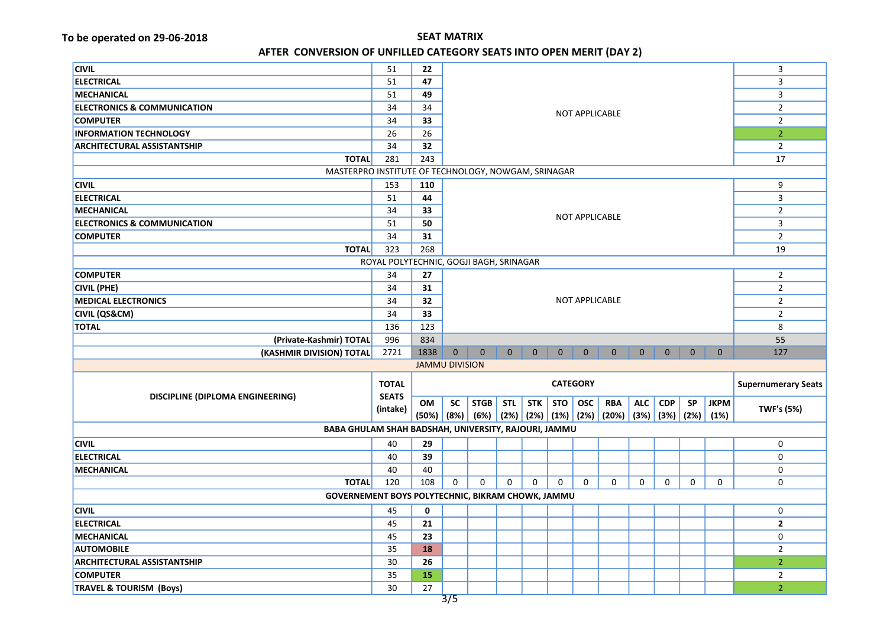To be operated on 29-06-2018

## SEAT MATRIX

## AFTER CONVERSION OF UNFILLED CATEGORY SEATS INTO OPEN MERIT (DAY 2)

| DISCIPLINE (DIPLOMA ENGINEERING) | TOTAL SEATS (intake) | CATEGORY | | | | | | | | | | | | Supernumerary Seats |
|---|---|---|---|---|---|---|---|---|---|---|---|---|---|---|
| | | OM (50%) | SC (8%) | STGB (6%) | STL (2%) | STK (2%) | STO (1%) | OSC (2%) | RBA (20%) | ALC (3%) | CDP (3%) | SP (2%) | JKPM (1%) | TWF's (5%) |
| CIVIL | 51 | **22** | NOT APPLICABLE | | | | | | | | | | | 3 |
| ELECTRICAL | 51 | **47** | | | | | | | | | | | | 3 |
| MECHANICAL | 51 | **49** | | | | | | | | | | | | 3 |
| ELECTRONICS & COMMUNICATION | 34 | 34 | | | | | | | | | | | | 2 |
| COMPUTER | 34 | **33** | | | | | | | | | | | | 2 |
| INFORMATION TECHNOLOGY | 26 | 26 | | | | | | | | | | | | 2 |
| ARCHITECTURAL ASSISTANTSHIP | 34 | **32** | | | | | | | | | | | | 2 |
| TOTAL | 281 | 243 | | | | | | | | | | | | 17 |
| MASTERPRO INSTITUTE OF TECHNOLOGY, NOWGAM, SRINAGAR | | | | | | | | | | | | | | |
| CIVIL | 153 | **110** | NOT APPLICABLE | | | | | | | | | | | 9 |
| ELECTRICAL | 51 | **44** | | | | | | | | | | | | 3 |
| MECHANICAL | 34 | **33** | | | | | | | | | | | | 2 |
| ELECTRONICS & COMMUNICATION | 51 | **50** | | | | | | | | | | | | 3 |
| COMPUTER | 34 | **31** | | | | | | | | | | | | 2 |
| TOTAL | 323 | 268 | | | | | | | | | | | | 19 |
| ROYAL POLYTECHNIC, GOGJI BAGH, SRINAGAR | | | | | | | | | | | | | | |
| COMPUTER | 34 | **27** | NOT APPLICABLE | | | | | | | | | | | 2 |
| CIVIL (PHE) | 34 | **31** | | | | | | | | | | | | 2 |
| MEDICAL ELECTRONICS | 34 | **32** | | | | | | | | | | | | 2 |
| CIVIL (QS&CM) | 34 | **33** | | | | | | | | | | | | 2 |
| TOTAL | 136 | 123 | | | | | | | | | | | | 8 |
| (Private-Kashmir) TOTAL | 996 | 834 | | | | | | | | | | | | 55 |
| (KASHMIR DIVISION) TOTAL | 2721 | 1838 | 0 | 0 | 0 | 0 | 0 | 0 | 0 | 0 | 0 | 0 | 0 | 127 |
| JAMMU DIVISION | | | | | | | | | | | | | | |
| BABA GHULAM SHAH BADSHAH, UNIVERSITY, RAJOURI, JAMMU | | | | | | | | | | | | | | |
| CIVIL | 40 | **29** | | | | | | | | | | | | 0 |
| ELECTRICAL | 40 | **39** | | | | | | | | | | | | 0 |
| MECHANICAL | 40 | 40 | | | | | | | | | | | | 0 |
| TOTAL | 120 | 108 | 0 | 0 | 0 | 0 | 0 | 0 | 0 | 0 | 0 | 0 | 0 | 0 |
| GOVERNEMENT BOYS POLYTECHNIC, BIKRAM CHOWK, JAMMU | | | | | | | | | | | | | | |
| CIVIL | 45 | **0** | | | | | | | | | | | | 0 |
| ELECTRICAL | 45 | **21** | | | | | | | | | | | | **2** |
| MECHANICAL | 45 | **23** | | | | | | | | | | | | 0 |
| AUTOMOBILE | 35 | **18** | | | | | | | | | | | | 2 |
| ARCHITECTURAL ASSISTANTSHIP | 30 | **26** | | | | | | | | | | | | 2 |
| COMPUTER | 35 | **15** | | | | | | | | | | | | 2 |
| TRAVEL & TOURISM (Boys) | 30 | 27 | | | | | | | | | | | | 2 |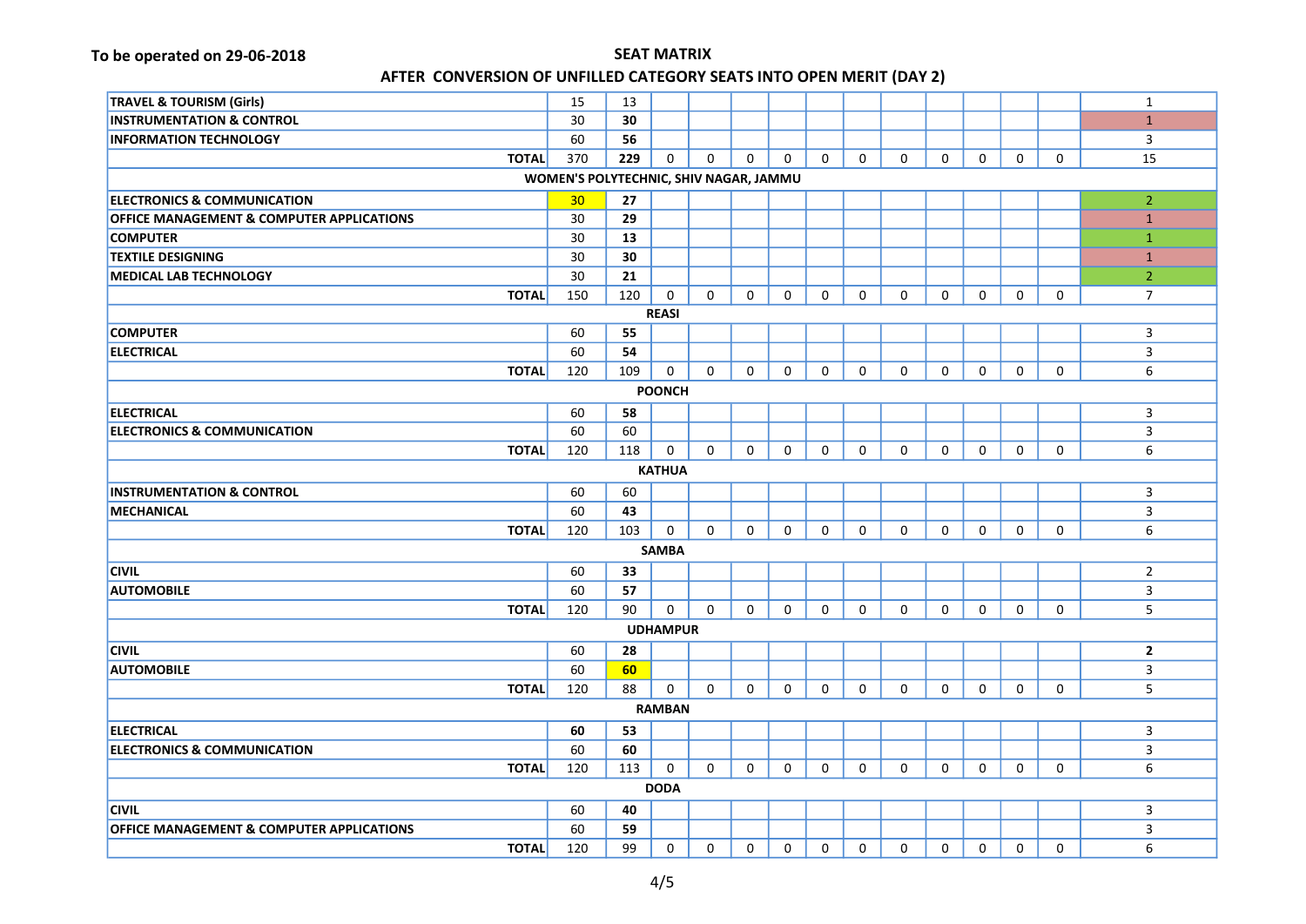To be operated on 29-06-2018

## SEAT MATRIX

## AFTER CONVERSION OF UNFILLED CATEGORY SEATS INTO OPEN MERIT (DAY 2)

| | | | | | | | | | | | | | | |
|---|---|---|---|---|---|---|---|---|---|---|---|---|---|---|
| **TRAVEL & TOURISM (Girls)** | 15 | 13 | | | | | | | | | | | | 1 |
| **INSTRUMENTATION & CONTROL** | 30 | **30** | | | | | | | | | | | | 1 |
| **INFORMATION TECHNOLOGY** | 60 | **56** | | | | | | | | | | | | 3 |
| **TOTAL** | 370 | **229** | 0 | 0 | 0 | 0 | 0 | 0 | 0 | 0 | 0 | 0 | 0 | 15 |
| **WOMEN'S POLYTECHNIC, SHIV NAGAR, JAMMU** | | | | | | | | | | | | | | |
| **ELECTRONICS & COMMUNICATION** | 30 | **27** | | | | | | | | | | | | 2 |
| **OFFICE MANAGEMENT & COMPUTER APPLICATIONS** | 30 | **29** | | | | | | | | | | | | 1 |
| **COMPUTER** | 30 | **13** | | | | | | | | | | | | 1 |
| **TEXTILE DESIGNING** | 30 | **30** | | | | | | | | | | | | 1 |
| **MEDICAL LAB TECHNOLOGY** | 30 | **21** | | | | | | | | | | | | 2 |
| **TOTAL** | 150 | 120 | 0 | 0 | 0 | 0 | 0 | 0 | 0 | 0 | 0 | 0 | 0 | 7 |
| **REASI** | | | | | | | | | | | | | | |
| **COMPUTER** | 60 | **55** | | | | | | | | | | | | 3 |
| **ELECTRICAL** | 60 | **54** | | | | | | | | | | | | 3 |
| **TOTAL** | 120 | 109 | 0 | 0 | 0 | 0 | 0 | 0 | 0 | 0 | 0 | 0 | 0 | 6 |
| **POONCH** | | | | | | | | | | | | | | |
| **ELECTRICAL** | 60 | **58** | | | | | | | | | | | | 3 |
| **ELECTRONICS & COMMUNICATION** | 60 | 60 | | | | | | | | | | | | 3 |
| **TOTAL** | 120 | 118 | 0 | 0 | 0 | 0 | 0 | 0 | 0 | 0 | 0 | 0 | 0 | 6 |
| **KATHUA** | | | | | | | | | | | | | | |
| **INSTRUMENTATION & CONTROL** | 60 | 60 | | | | | | | | | | | | 3 |
| **MECHANICAL** | 60 | **43** | | | | | | | | | | | | 3 |
| **TOTAL** | 120 | 103 | 0 | 0 | 0 | 0 | 0 | 0 | 0 | 0 | 0 | 0 | 0 | 6 |
| **SAMBA** | | | | | | | | | | | | | | |
| **CIVIL** | 60 | **33** | | | | | | | | | | | | 2 |
| **AUTOMOBILE** | 60 | **57** | | | | | | | | | | | | 3 |
| **TOTAL** | 120 | 90 | 0 | 0 | 0 | 0 | 0 | 0 | 0 | 0 | 0 | 0 | 0 | 5 |
| **UDHAMPUR** | | | | | | | | | | | | | | |
| **CIVIL** | 60 | **28** | | | | | | | | | | | | **2** |
| **AUTOMOBILE** | 60 | **60** | | | | | | | | | | | | 3 |
| **TOTAL** | 120 | 88 | 0 | 0 | 0 | 0 | 0 | 0 | 0 | 0 | 0 | 0 | 0 | 5 |
| **RAMBAN** | | | | | | | | | | | | | | |
| **ELECTRICAL** | **60** | **53** | | | | | | | | | | | | 3 |
| **ELECTRONICS & COMMUNICATION** | 60 | **60** | | | | | | | | | | | | 3 |
| **TOTAL** | 120 | 113 | 0 | 0 | 0 | 0 | 0 | 0 | 0 | 0 | 0 | 0 | 0 | 6 |
| **DODA** | | | | | | | | | | | | | | |
| **CIVIL** | 60 | **40** | | | | | | | | | | | | 3 |
| **OFFICE MANAGEMENT & COMPUTER APPLICATIONS** | 60 | **59** | | | | | | | | | | | | 3 |
| **TOTAL** | 120 | 99 | 0 | 0 | 0 | 0 | 0 | 0 | 0 | 0 | 0 | 0 | 0 | 6 |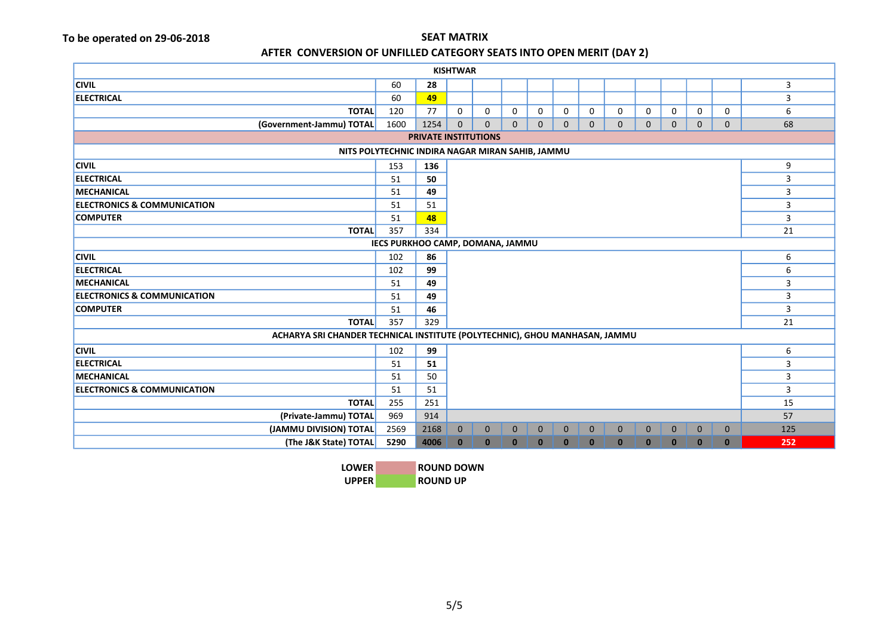**To be operated on 29-06-2018**

## SEAT MATRIX

### AFTER CONVERSION OF UNFILLED CATEGORY SEATS INTO OPEN MERIT (DAY 2)

| | | | | | | | | | | | | | | |
|---|---|---|---|---|---|---|---|---|---|---|---|---|---|---|
| **KISHTWAR** | | | | | | | | | | | | | | |
| **CIVIL** | 60 | **28** | | | | | | | | | | | | 3 |
| **ELECTRICAL** | 60 | **49** | | | | | | | | | | | | 3 |
| **TOTAL** | 120 | 77 | 0 | 0 | 0 | 0 | 0 | 0 | 0 | 0 | 0 | 0 | 0 | 6 |
| **(Government-Jammu) TOTAL** | 1600 | 1254 | 0 | 0 | 0 | 0 | 0 | 0 | 0 | 0 | 0 | 0 | 0 | 68 |
| **PRIVATE INSTITUTIONS** | | | | | | | | | | | | | | |
| **NITS POLYTECHNIC INDIRA NAGAR MIRAN SAHIB, JAMMU** | | | | | | | | | | | | | | |
| **CIVIL** | 153 | **136** | | | | | | | | | | | | 9 |
| **ELECTRICAL** | 51 | **50** | | | | | | | | | | | | 3 |
| **MECHANICAL** | 51 | **49** | | | | | | | | | | | | 3 |
| **ELECTRONICS & COMMUNICATION** | 51 | 51 | | | | | | | | | | | | 3 |
| **COMPUTER** | 51 | **48** | | | | | | | | | | | | 3 |
| **TOTAL** | 357 | 334 | | | | | | | | | | | | 21 |
| **IECS PURKHOO CAMP, DOMANA, JAMMU** | | | | | | | | | | | | | | |
| **CIVIL** | 102 | **86** | | | | | | | | | | | | 6 |
| **ELECTRICAL** | 102 | **99** | | | | | | | | | | | | 6 |
| **MECHANICAL** | 51 | **49** | | | | | | | | | | | | 3 |
| **ELECTRONICS & COMMUNICATION** | 51 | **49** | | | | | | | | | | | | 3 |
| **COMPUTER** | 51 | **46** | | | | | | | | | | | | 3 |
| **TOTAL** | 357 | 329 | | | | | | | | | | | | 21 |
| **ACHARYA SRI CHANDER TECHNICAL INSTITUTE (POLYTECHNIC), GHOU MANHASAN, JAMMU** | | | | | | | | | | | | | | |
| **CIVIL** | 102 | **99** | | | | | | | | | | | | 6 |
| **ELECTRICAL** | 51 | **51** | | | | | | | | | | | | 3 |
| **MECHANICAL** | 51 | 50 | | | | | | | | | | | | 3 |
| **ELECTRONICS & COMMUNICATION** | 51 | 51 | | | | | | | | | | | | 3 |
| **TOTAL** | 255 | 251 | | | | | | | | | | | | 15 |
| **(Private-Jammu) TOTAL** | 969 | 914 | | | | | | | | | | | | 57 |
| **(JAMMU DIVISION) TOTAL** | 2569 | 2168 | 0 | 0 | 0 | 0 | 0 | 0 | 0 | 0 | 0 | 0 | 0 | 125 |
| **(The J&K State) TOTAL** | **5290** | **4006** | **0** | **0** | **0** | **0** | **0** | **0** | **0** | **0** | **0** | **0** | **0** | **252** |

| | |
|---|---|
| **LOWER** | **ROUND DOWN** |
| **UPPER** | **ROUND UP** |